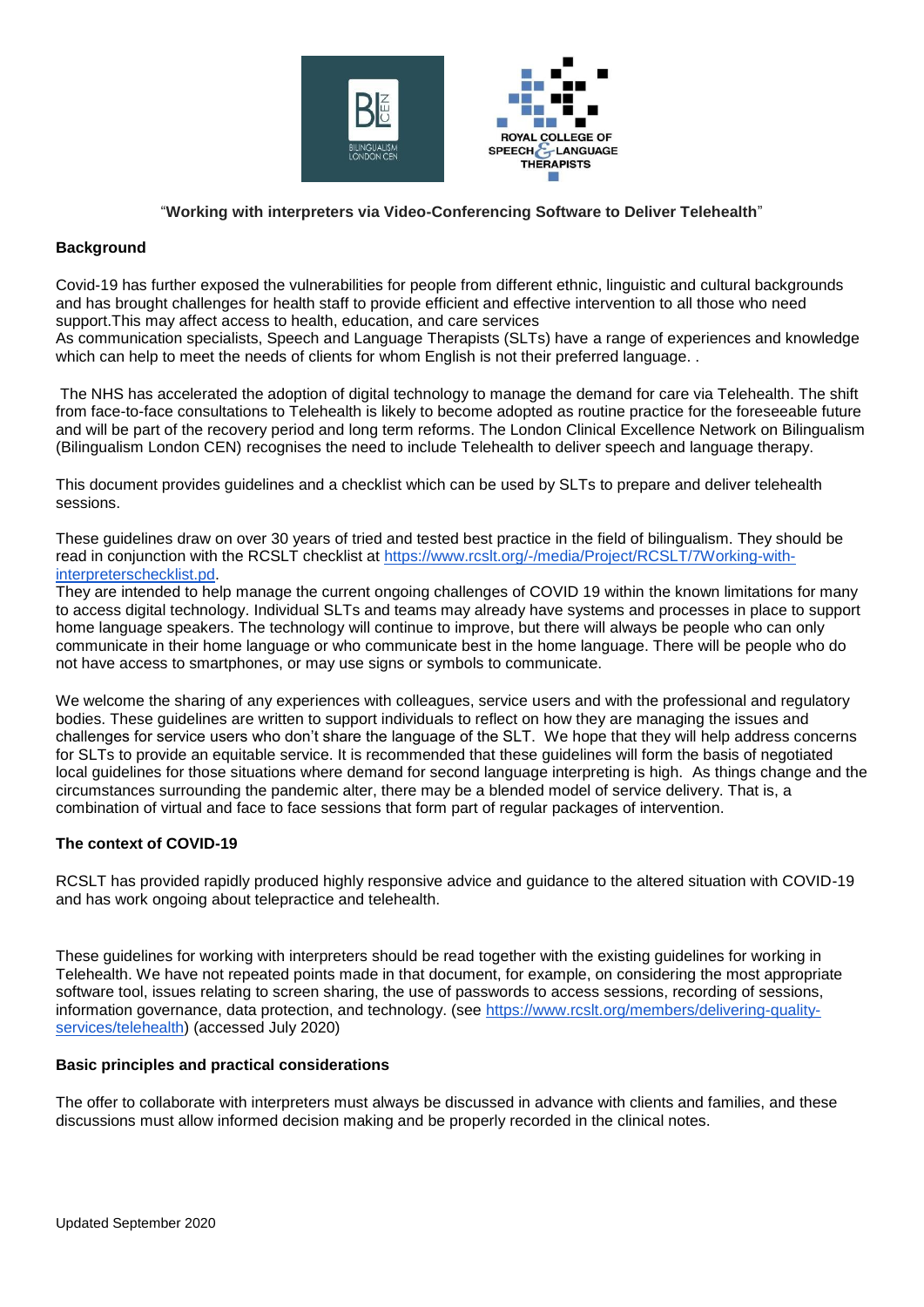"**Working with interpreters via Video-Conferencing Software to Deliver Telehealth**"

**Background**

Covid-19 has further exposed the vulnerabilities for people from different ethnic, linguistic and cultural backgrounds and has brought challenges for health staff to provide efficient and effective intervention to all those who need support.This may affect access to health, education, and care services
As communication specialists, Speech and Language Therapists (SLTs) have a range of experiences and knowledge which can help to meet the needs of clients for whom English is not their preferred language. .

The NHS has accelerated the adoption of digital technology to manage the demand for care via Telehealth. The shift from face-to-face consultations to Telehealth is likely to become adopted as routine practice for the foreseeable future and will be part of the recovery period and long term reforms. The London Clinical Excellence Network on Bilingualism (Bilingualism London CEN) recognises the need to include Telehealth to deliver speech and language therapy.

This document provides guidelines and a checklist which can be used by SLTs to prepare and deliver telehealth sessions.

These guidelines draw on over 30 years of tried and tested best practice in the field of bilingualism. They should be read in conjunction with the RCSLT checklist at https://www.rcslt.org/-/media/Project/RCSLT/7Working-with-interpreterschecklist.pd.
They are intended to help manage the current ongoing challenges of COVID 19 within the known limitations for many to access digital technology. Individual SLTs and teams may already have systems and processes in place to support home language speakers. The technology will continue to improve, but there will always be people who can only communicate in their home language or who communicate best in the home language. There will be people who do not have access to smartphones, or may use signs or symbols to communicate.

We welcome the sharing of any experiences with colleagues, service users and with the professional and regulatory bodies. These guidelines are written to support individuals to reflect on how they are managing the issues and challenges for service users who don't share the language of the SLT. We hope that they will help address concerns for SLTs to provide an equitable service. It is recommended that these guidelines will form the basis of negotiated local guidelines for those situations where demand for second language interpreting is high. As things change and the circumstances surrounding the pandemic alter, there may be a blended model of service delivery. That is, a combination of virtual and face to face sessions that form part of regular packages of intervention.

**The context of COVID-19**

RCSLT has provided rapidly produced highly responsive advice and guidance to the altered situation with COVID-19 and has work ongoing about telepractice and telehealth.

These guidelines for working with interpreters should be read together with the existing guidelines for working in Telehealth. We have not repeated points made in that document, for example, on considering the most appropriate software tool, issues relating to screen sharing, the use of passwords to access sessions, recording of sessions, information governance, data protection, and technology. (see https://www.rcslt.org/members/delivering-quality-services/telehealth) (accessed July 2020)

**Basic principles and practical considerations**

The offer to collaborate with interpreters must always be discussed in advance with clients and families, and these discussions must allow informed decision making and be properly recorded in the clinical notes.

Updated September 2020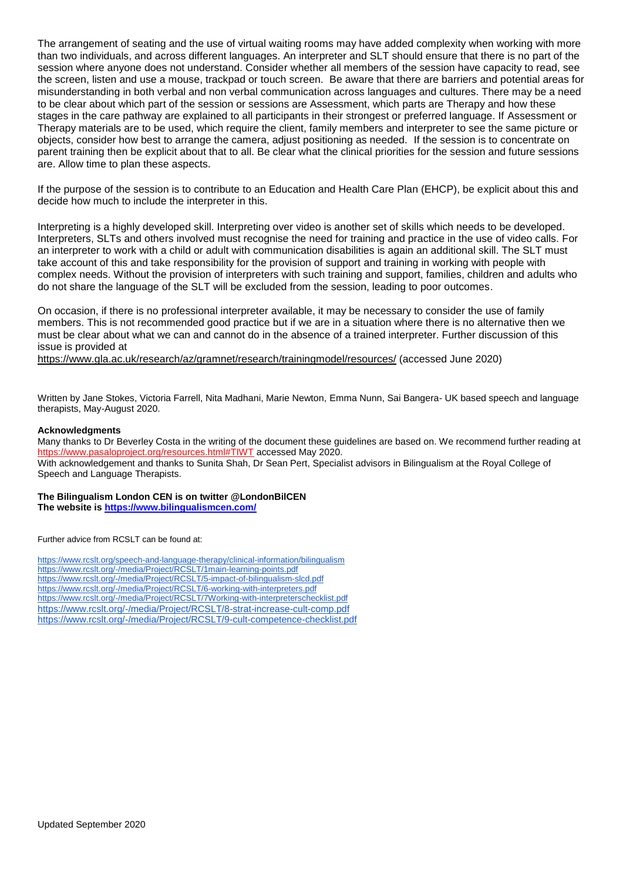The arrangement of seating and the use of virtual waiting rooms may have added complexity when working with more than two individuals, and across different languages. An interpreter and SLT should ensure that there is no part of the session where anyone does not understand. Consider whether all members of the session have capacity to read, see the screen, listen and use a mouse, trackpad or touch screen. Be aware that there are barriers and potential areas for misunderstanding in both verbal and non verbal communication across languages and cultures. There may be a need to be clear about which part of the session or sessions are Assessment, which parts are Therapy and how these stages in the care pathway are explained to all participants in their strongest or preferred language. If Assessment or Therapy materials are to be used, which require the client, family members and interpreter to see the same picture or objects, consider how best to arrange the camera, adjust positioning as needed. If the session is to concentrate on parent training then be explicit about that to all. Be clear what the clinical priorities for the session and future sessions are. Allow time to plan these aspects.

If the purpose of the session is to contribute to an Education and Health Care Plan (EHCP), be explicit about this and decide how much to include the interpreter in this.

Interpreting is a highly developed skill. Interpreting over video is another set of skills which needs to be developed. Interpreters, SLTs and others involved must recognise the need for training and practice in the use of video calls. For an interpreter to work with a child or adult with communication disabilities is again an additional skill. The SLT must take account of this and take responsibility for the provision of support and training in working with people with complex needs. Without the provision of interpreters with such training and support, families, children and adults who do not share the language of the SLT will be excluded from the session, leading to poor outcomes.

On occasion, if there is no professional interpreter available, it may be necessary to consider the use of family members. This is not recommended good practice but if we are in a situation where there is no alternative then we must be clear about what we can and cannot do in the absence of a trained interpreter. Further discussion of this issue is provided at
https://www.gla.ac.uk/research/az/gramnet/research/trainingmodel/resources/ (accessed June 2020)

Written by Jane Stokes, Victoria Farrell, Nita Madhani, Marie Newton, Emma Nunn, Sai Bangera- UK based speech and language therapists, May-August 2020.

**Acknowledgments**

Many thanks to Dr Beverley Costa in the writing of the document these guidelines are based on. We recommend further reading at https://www.pasaloproject.org/resources.html#TIWT accessed May 2020.
With acknowledgement and thanks to Sunita Shah, Dr Sean Pert, Specialist advisors in Bilingualism at the Royal College of Speech and Language Therapists.

**The Bilingualism London CEN is on twitter @LondonBilCEN**
**The website is https://www.bilingualismcen.com/**

Further advice from RCSLT can be found at:

https://www.rcslt.org/speech-and-language-therapy/clinical-information/bilingualism
https://www.rcslt.org/-/media/Project/RCSLT/1main-learning-points.pdf
https://www.rcslt.org/-/media/Project/RCSLT/5-impact-of-bilingualism-slcd.pdf
https://www.rcslt.org/-/media/Project/RCSLT/6-working-with-interpreters.pdf
https://www.rcslt.org/-/media/Project/RCSLT/7Working-with-interpreterschecklist.pdf
https://www.rcslt.org/-/media/Project/RCSLT/8-strat-increase-cult-comp.pdf
https://www.rcslt.org/-/media/Project/RCSLT/9-cult-competence-checklist.pdf

Updated September 2020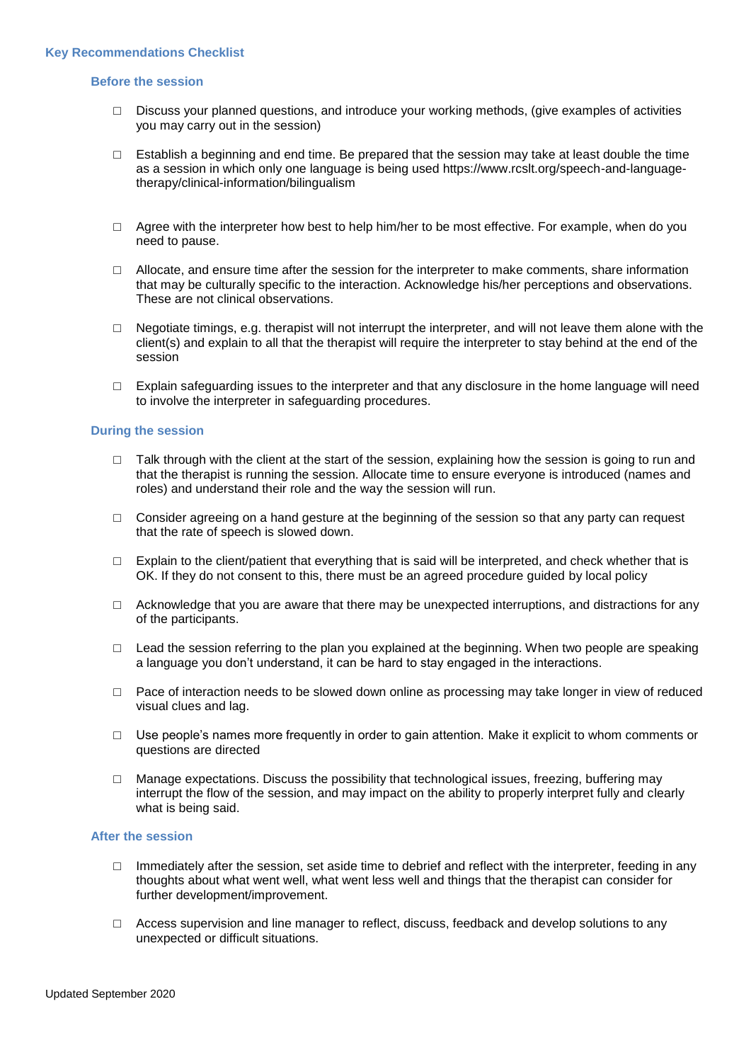## Key Recommendations Checklist

### Before the session

- ☐ Discuss your planned questions, and introduce your working methods, (give examples of activities you may carry out in the session)
- ☐ Establish a beginning and end time. Be prepared that the session may take at least double the time as a session in which only one language is being used https://www.rcslt.org/speech-and-language-therapy/clinical-information/bilingualism
- ☐ Agree with the interpreter how best to help him/her to be most effective. For example, when do you need to pause.
- ☐ Allocate, and ensure time after the session for the interpreter to make comments, share information that may be culturally specific to the interaction. Acknowledge his/her perceptions and observations. These are not clinical observations.
- ☐ Negotiate timings, e.g. therapist will not interrupt the interpreter, and will not leave them alone with the client(s) and explain to all that the therapist will require the interpreter to stay behind at the end of the session
- ☐ Explain safeguarding issues to the interpreter and that any disclosure in the home language will need to involve the interpreter in safeguarding procedures.

### During the session

- ☐ Talk through with the client at the start of the session, explaining how the session is going to run and that the therapist is running the session. Allocate time to ensure everyone is introduced (names and roles) and understand their role and the way the session will run.
- ☐ Consider agreeing on a hand gesture at the beginning of the session so that any party can request that the rate of speech is slowed down.
- ☐ Explain to the client/patient that everything that is said will be interpreted, and check whether that is OK. If they do not consent to this, there must be an agreed procedure guided by local policy
- ☐ Acknowledge that you are aware that there may be unexpected interruptions, and distractions for any of the participants.
- ☐ Lead the session referring to the plan you explained at the beginning. When two people are speaking a language you don't understand, it can be hard to stay engaged in the interactions.
- ☐ Pace of interaction needs to be slowed down online as processing may take longer in view of reduced visual clues and lag.
- ☐ Use people's names more frequently in order to gain attention. Make it explicit to whom comments or questions are directed
- ☐ Manage expectations. Discuss the possibility that technological issues, freezing, buffering may interrupt the flow of the session, and may impact on the ability to properly interpret fully and clearly what is being said.

### After the session

- ☐ Immediately after the session, set aside time to debrief and reflect with the interpreter, feeding in any thoughts about what went well, what went less well and things that the therapist can consider for further development/improvement.
- ☐ Access supervision and line manager to reflect, discuss, feedback and develop solutions to any unexpected or difficult situations.

Updated September 2020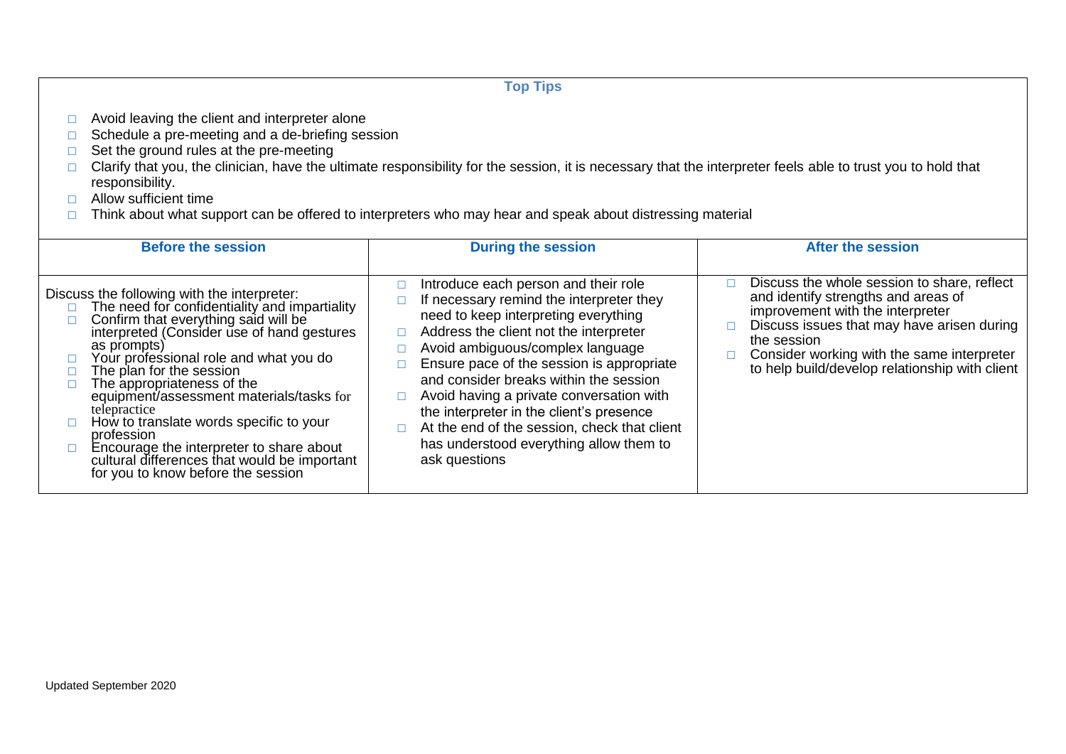## Top Tips

- Avoid leaving the client and interpreter alone
- Schedule a pre-meeting and a de-briefing session
- Set the ground rules at the pre-meeting
- Clarify that you, the clinician, have the ultimate responsibility for the session, it is necessary that the interpreter feels able to trust you to hold that responsibility.
- Allow sufficient time
- Think about what support can be offered to interpreters who may hear and speak about distressing material

| Before the session | During the session | After the session |
|---|---|---|
| Discuss the following with the interpreter:<br>□ The need for confidentiality and impartiality<br>□ Confirm that everything said will be interpreted (Consider use of hand gestures as prompts)<br>□ Your professional role and what you do<br>□ The plan for the session<br>□ The appropriateness of the equipment/assessment materials/tasks for telepractice<br>□ How to translate words specific to your profession<br>□ Encourage the interpreter to share about cultural differences that would be important for you to know before the session | □ Introduce each person and their role<br>□ If necessary remind the interpreter they need to keep interpreting everything<br>□ Address the client not the interpreter<br>□ Avoid ambiguous/complex language<br>□ Ensure pace of the session is appropriate and consider breaks within the session<br>□ Avoid having a private conversation with the interpreter in the client's presence<br>□ At the end of the session, check that client has understood everything allow them to ask questions | □ Discuss the whole session to share, reflect and identify strengths and areas of improvement with the interpreter<br>□ Discuss issues that may have arisen during the session<br>□ Consider working with the same interpreter to help build/develop relationship with client |

Updated September 2020